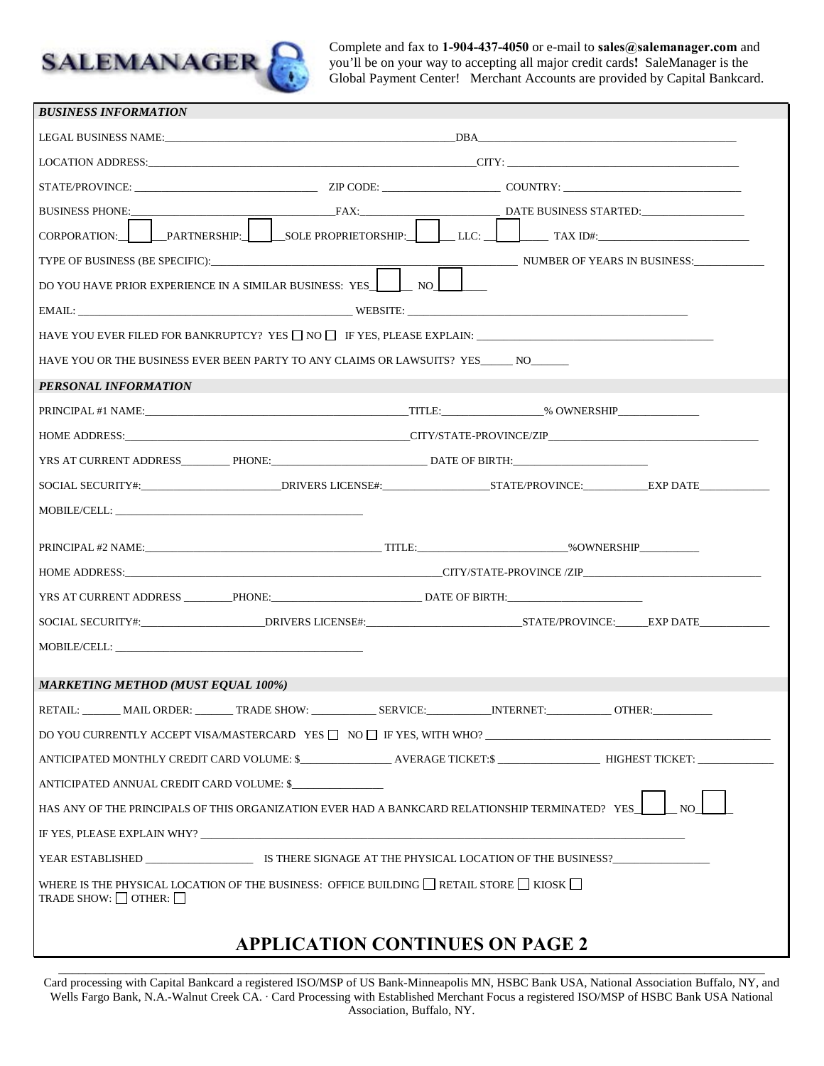SALEMANAGER

Complete and fax to **1-904-437-4050** or e-mail to **sales@salemanager.com** and you'll be on your way to accepting all major credit cards**!** SaleManager is the Global Payment Center! Merchant Accounts are provided by Capital Bankcard.

***BUSINESS INFORMATION***

LEGAL BUSINESS NAME:______________________________ DBA______________________________

LOCATION ADDRESS:______________________________ CITY: ______________________________

STATE/PROVINCE: ____________________ ZIP CODE: ______________ COUNTRY: ____________________

BUSINESS PHONE:____________________ FAX:______________ DATE BUSINESS STARTED:______________

CORPORATION:☐ PARTNERSHIP:☐ SOLE PROPRIETORSHIP:☐ LLC: ☐ TAX ID#:____________________

TYPE OF BUSINESS (BE SPECIFIC):______________________________ NUMBER OF YEARS IN BUSINESS:__________

DO YOU HAVE PRIOR EXPERIENCE IN A SIMILAR BUSINESS: YES☐ NO☐

EMAIL: ______________________________ WEBSITE: ______________________________

HAVE YOU EVER FILED FOR BANKRUPTCY? YES ☐ NO ☐ IF YES, PLEASE EXPLAIN: ______________________________

HAVE YOU OR THE BUSINESS EVER BEEN PARTY TO ANY CLAIMS OR LAWSUITS? YES_____ NO______

***PERSONAL INFORMATION***

PRINCIPAL #1 NAME:______________________________ TITLE:______________ % OWNERSHIP____________

HOME ADDRESS:______________________________ CITY/STATE-PROVINCE/ZIP______________________________

YRS AT CURRENT ADDRESS________ PHONE:____________________ DATE OF BIRTH:____________________

SOCIAL SECURITY#:____________________ DRIVERS LICENSE#:______________ STATE/PROVINCE:__________ EXP DATE__________

MOBILE/CELL: ______________________________

PRINCIPAL #2 NAME:______________________________ TITLE:____________________ %OWNERSHIP__________

HOME ADDRESS:______________________________ CITY/STATE-PROVINCE /ZIP______________________________

YRS AT CURRENT ADDRESS ________ PHONE:____________________ DATE OF BIRTH:____________________

SOCIAL SECURITY#:____________________ DRIVERS LICENSE#:____________________ STATE/PROVINCE:_____ EXP DATE__________

MOBILE/CELL: ______________________________

***MARKETING METHOD (MUST EQUAL 100%)***

RETAIL: ______ MAIL ORDER: ______ TRADE SHOW: __________ SERVICE:__________ INTERNET:__________ OTHER:__________

DO YOU CURRENTLY ACCEPT VISA/MASTERCARD YES ☐ NO ☐ IF YES, WITH WHO? ______________________________

ANTICIPATED MONTHLY CREDIT CARD VOLUME: $______________ AVERAGE TICKET:$ ______________ HIGHEST TICKET: ____________

ANTICIPATED ANNUAL CREDIT CARD VOLUME: $______________

HAS ANY OF THE PRINCIPALS OF THIS ORGANIZATION EVER HAD A BANKCARD RELATIONSHIP TERMINATED? YES☐ NO☐

IF YES, PLEASE EXPLAIN WHY? ______________________________

YEAR ESTABLISHED ______________ IS THERE SIGNAGE AT THE PHYSICAL LOCATION OF THE BUSINESS?______________

WHERE IS THE PHYSICAL LOCATION OF THE BUSINESS: OFFICE BUILDING ☐ RETAIL STORE ☐ KIOSK ☐
TRADE SHOW: ☐ OTHER: ☐

## APPLICATION CONTINUES ON PAGE 2

Card processing with Capital Bankcard a registered ISO/MSP of US Bank-Minneapolis MN, HSBC Bank USA, National Association Buffalo, NY, and Wells Fargo Bank, N.A.-Walnut Creek CA. · Card Processing with Established Merchant Focus a registered ISO/MSP of HSBC Bank USA National Association, Buffalo, NY.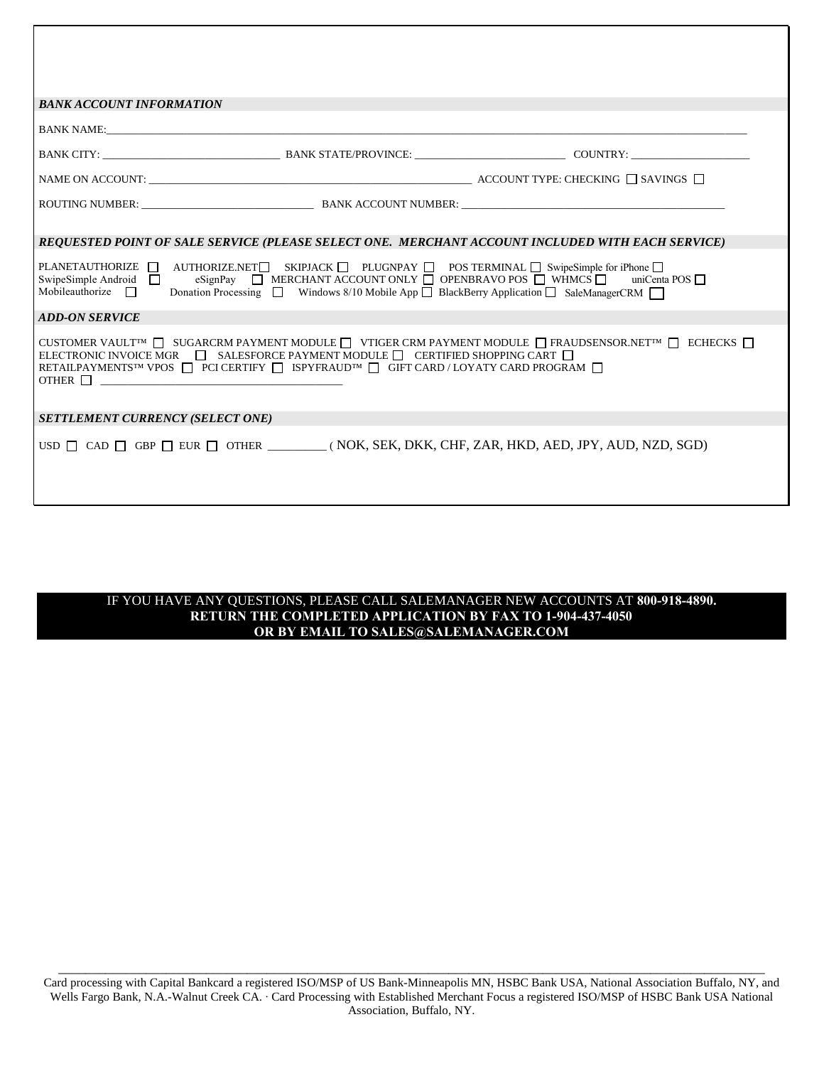***BANK ACCOUNT INFORMATION***

BANK NAME:\_\_\_\_\_\_\_\_\_\_\_\_\_\_\_\_\_\_\_\_\_\_\_\_\_\_\_\_\_\_\_\_\_\_\_\_\_\_\_\_\_\_\_\_\_\_\_\_\_\_\_\_\_\_\_\_\_\_\_\_\_\_\_\_\_\_\_\_\_\_\_\_\_\_\_\_

BANK CITY: \_\_\_\_\_\_\_\_\_\_\_\_\_\_\_\_\_\_\_\_\_\_\_\_\_\_\_\_ BANK STATE/PROVINCE: \_\_\_\_\_\_\_\_\_\_\_\_\_\_\_\_\_\_\_\_\_\_\_\_ COUNTRY: \_\_\_\_\_\_\_\_\_\_\_\_\_\_\_\_\_\_\_\_

NAME ON ACCOUNT: \_\_\_\_\_\_\_\_\_\_\_\_\_\_\_\_\_\_\_\_\_\_\_\_\_\_\_\_\_\_\_\_\_\_\_\_\_\_\_\_\_\_\_\_\_\_\_\_\_\_ ACCOUNT TYPE: CHECKING ☐ SAVINGS ☐

ROUTING NUMBER: \_\_\_\_\_\_\_\_\_\_\_\_\_\_\_\_\_\_\_\_\_\_\_\_\_\_\_\_ BANK ACCOUNT NUMBER: \_\_\_\_\_\_\_\_\_\_\_\_\_\_\_\_\_\_\_\_\_\_\_\_\_\_\_\_\_\_\_\_\_\_\_\_\_\_\_\_\_\_\_\_

***REQUESTED POINT OF SALE SERVICE (PLEASE SELECT ONE. MERCHANT ACCOUNT INCLUDED WITH EACH SERVICE)***

PLANETAUTHORIZE ☐ AUTHORIZE.NET☐ SKIPJACK ☐ PLUGNPAY ☐ POS TERMINAL ☐ SwipeSimple for iPhone ☐
SwipeSimple Android ☐ eSignPay ☐ MERCHANT ACCOUNT ONLY ☐ OPENBRAVO POS ☐ WHMCS ☐ uniCenta POS ☐
Mobileauthorize ☐ Donation Processing ☐ Windows 8/10 Mobile App ☐ BlackBerry Application ☐ SaleManagerCRM ☐

***ADD-ON SERVICE***

CUSTOMER VAULT™ ☐ SUGARCRM PAYMENT MODULE ☐ VTIGER CRM PAYMENT MODULE ☐ FRAUDSENSOR.NET™ ☐ ECHECKS ☐
ELECTRONIC INVOICE MGR ☐ SALESFORCE PAYMENT MODULE ☐ CERTIFIED SHOPPING CART ☐
RETAILPAYMENTS™ VPOS ☐ PCI CERTIFY ☐ ISPYFRAUD™ ☐ GIFT CARD / LOYATY CARD PROGRAM ☐
OTHER ☐ \_\_\_\_\_\_\_\_\_\_\_\_\_\_\_\_\_\_\_\_\_\_\_\_\_\_\_\_\_\_\_\_\_\_\_\_\_\_\_\_

***SETTLEMENT CURRENCY (SELECT ONE)***

USD ☐ CAD ☐ GBP ☐ EUR ☐ OTHER \_\_\_\_\_\_\_\_\_ ( NOK, SEK, DKK, CHF, ZAR, HKD, AED, JPY, AUD, NZD, SGD)

IF YOU HAVE ANY QUESTIONS, PLEASE CALL SALEMANAGER NEW ACCOUNTS AT **800-918-4890.**
**RETURN THE COMPLETED APPLICATION BY FAX TO 1-904-437-4050**
**OR BY EMAIL TO SALES@SALEMANAGER.COM**

Card processing with Capital Bankcard a registered ISO/MSP of US Bank-Minneapolis MN, HSBC Bank USA, National Association Buffalo, NY, and Wells Fargo Bank, N.A.-Walnut Creek CA. · Card Processing with Established Merchant Focus a registered ISO/MSP of HSBC Bank USA National Association, Buffalo, NY.